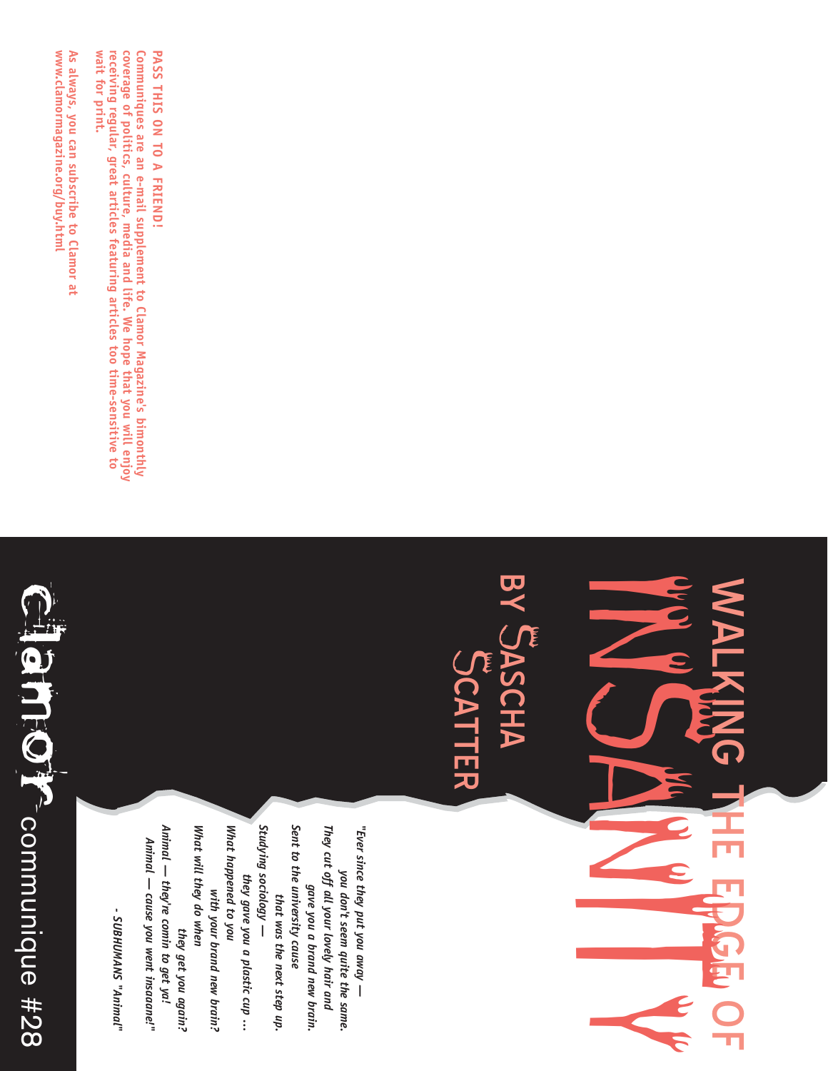# WALKING THE EDGE OF INSANITY

## BY SASCHA SCATTER

*"Ever since they put you away —*
*you don't seem quite the same.*
*They cut off all your lovely hair and*
*gave you a brand new brain.*
*Sent to the university cause*
*that was the next step up.*
*Studying sociology —*
*they gave you a plastic cup …*
*What happened to you*
*with your brand new brain?*
*What will they do when*
*they get you again?*
*Animal — they're comin to get ya!*
*Animal — cause you went insaaane!"*

*- SUBHUMANS "Animal"*

clamor communique #28

**PASS THIS ON TO A FRIEND!**

**Communiques are an e-mail supplement to Clamor Magazine's bimonthly coverage of politics, culture, media and life. We hope that you will enjoy receiving regular, great articles featuring articles too time-sensitive to wait for print.**

**As always, you can subscribe to Clamor at www.clamormagazine.org/buy.html**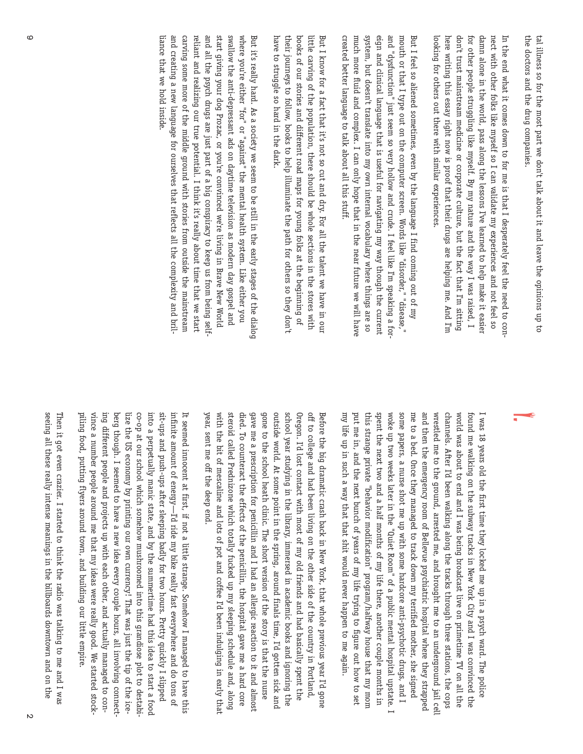I was 18 years old the first time they locked me up in a psych ward. The police found me walking on the subway tracks in New York City and I was convinced the world was about to end and I was being broadcast live on primetime TV on all the channels. After I'd been walking along the tracks through three stations, the cops wrestled me to the ground, arrested me, and brought me to an underground jail cell and then the emergency room of Bellevue psychiatric hospital where they strapped me to a bed. Once they managed to track down my terrified mother, she signed some papers, a nurse shot me up with some hardcore anti-psychotic drugs, and I woke up two weeks later in the "Quiet Room" of a public mental hospital upstate. I spent the next two and a half months of my life there, another couple months in this strange private "behavior modification" program/halfway house that my mom put me in, and the next bunch of years of my life trying to figure out how to set my life up in such a way that shit would never happen to me again.

Before the big dramatic crash back in New York, that whole previous year I'd gone off to college and had been living on the other side of the country in Portland, Oregon. I'd lost contact with most of my old friends and had basically spent the school year studying in the library, immersed in academic books and ignoring the outside world. At some point in the spring, around finals time, I'd gotten sick and gone to the school heath clinic. The short version of the story is that the nurse gave me a prescription for penicillin and I had an allergic reaction to it and almost died. To counteract the effects of the penicillin, the hospital gave me a hard core steroid called Prednizone which totally fucked up my sleeping schedule and, along with the bit of mescaline and lots of pot and coffee I'd been indulging in early that year, sent me off the deep end.

It seemed innocent at first, if not a little strange. Somehow I managed to have this infinite amount of energy—I'd ride my bike really fast everywhere and do tons of sit-ups and push-ups after sleeping badly for two hours. Pretty quickly I slipped into a perpetually manic state, and by the summertime had this idea to start a food co-op at our school which somehow mushroomed into this grandiose plot to destabilize the US economy by printing our own currency! That was just the tip of the iceberg though. I seemed to have a new idea every couple hours, all involving connecting different people and projects up with each other, and actually managed to convince a number people around me that my ideas were really good. We started stockpiling food, putting flyers around town, and building our little empire.

Then it got even crazier. I started to think the radio was talking to me and I was seeing all these really intense meanings in the billboards downtown and on the

tal illness so for the most part we don't talk about it and leave the opinions up to the doctors and the drug companies.

In the end what it comes down to for me is that I desperately feel the need to connect with other folks like myself so I can validate my experiences and not feel so damn alone in the world, pass along the lessons I've learned to help make it easier for other people struggling like myself. By my nature and the way I was raised, I don't trust mainstream medicine or corporate culture, but the fact that I'm sitting here writing this essay right now is proof that their drugs are helping me. And I'm looking for others out there with similar experiences.

But I feel so alienated sometimes, even by the language I find coming out of my mouth or that I type out on the computer screen. Words like "disorder," "disease," and "dysfunction" just seem so very hollow and crude. I feel like I'm speaking a foreign and clinical language that is useful for navigating my way though the current system, but doesn't translate into my own internal vocabulary where things are so much more fluid and complex. I can only hope that in the near future we will have created better language to talk about all this stuff.

But I know for a fact that it's not so cut and dry. For all the talent we have in our little carving of the population, there should be whole sections in the stores with books of our stories and different road maps for young folks at the beginning of their journeys to follow, books to help illuminate the path for others so they don't have to struggle so hard in the dark.

But it's really hard. As a society we seem to be still in the early stages of the dialog where you're either "for" or "against" the mental health system. Like either you swallow the anti-depressant ads on daytime television as modern day gospel and start giving your dog Prozac, or you're convinced we're living in Brave New World and all the psych drugs are just part of a big conspiracy to keep us from being self-reliant and realizing our true potential. I think it's really about time that we start carving some more of the middle ground with stories from outside the mainstream and creating a new language for ourselves that reflects all the complexity and brilliance that we hold inside.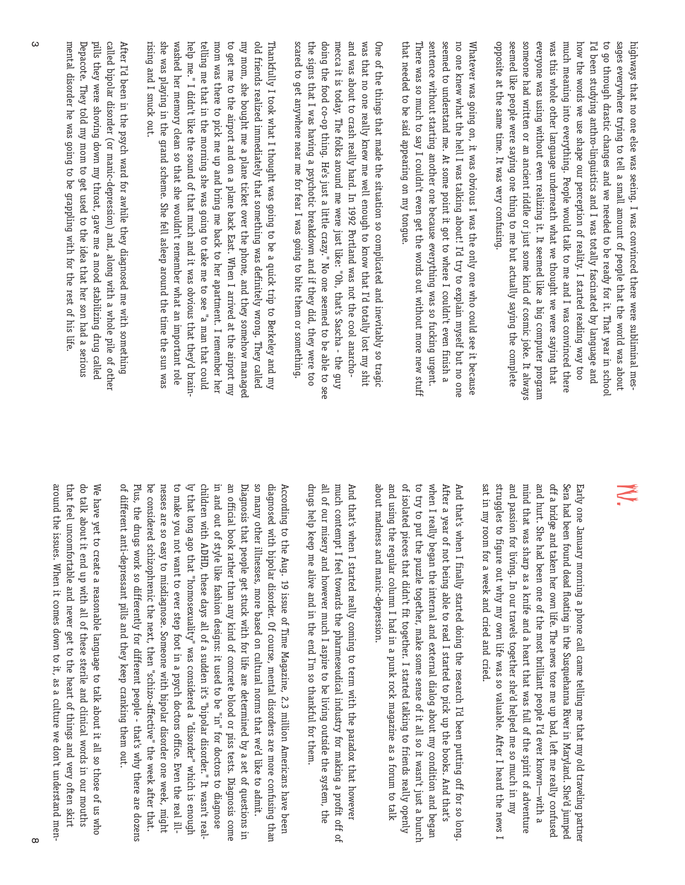highways that no one else was seeing. I was convinced there were subliminal messages everywhere trying to tell a small amount of people that the world was about to go through drastic changes and we needed to be ready for it. That year in school I'd been studying anthro-linguistics and I was totally fascinated by language and how the words we use shape our perception of reality. I started reading way too much meaning into everything. People would talk to me and I was convinced there was this whole other language underneath what we thought we were saying that everyone was using without even realizing it. It seemed like a big computer program someone had written or an ancient riddle or just some kind of cosmic joke. It always seemed like people were saying one thing to me but actually saying the complete opposite at the same time. It was very confusing.

Whatever was going on, it was obvious I was the only one who could see it because no one knew what the hell I was talking about! I'd try to explain myself but no one seemed to understand me. At some point it got to where I couldn't even finish a sentence without starting another one because everything was so fucking urgent. There was so much to say I couldn't even get the words out without more new stuff that needed to be said appearing on my tongue.

One of the things that made the situation so complicated and inevitably so tragic was that no one really knew me well enough to know that I'd totally lost my shit and was about to crash really hard. In 1992 Portland was not the cool anarcho-mecca it is today. The folks around me were just like: "Oh, that's Sascha - the guy doing the food co-op thing. He's just a little crazy." No one seemed to be able to see the signs that I was having a psychotic breakdown and if they did, they were too scared to get anywhere near me for fear I was going to bite them or something.

Thankfully I took what I thought was going to be a quick trip to Berkeley and my old friends realized immediately that something was definitely wrong. They called my mom, she bought me a plane ticket over the phone, and they somehow managed to get me to the airport and on a plane back East. When I arrived at the airport my mom was there to pick me up and bring me back to her apartment. I remember her telling me that in the morning she was going to take me to see "a man that could help me." I didn't like the sound of that much and it was obvious that they'd brainwashed her memory clean so that she wouldn't remember what an important role she was playing in the grand scheme. She fell asleep around the time the sun was rising and I snuck out.

After I'd been in the psych ward for awhile they diagnosed me with something called bipolar disorder (or manic-depression) and, along with a whole pile of other pills they were shoving down my throat, gave me a mood stabilizing drug called Depacote. They told my mom to get used to the idea that her son had a serious mental disorder he was going to be grappling with for the rest of his life.

# IV.

Early one January morning a phone call came telling me that my old traveling partner Sera had been found dead floating in the Susquehanna River in Maryland. She'd jumped off a bridge and taken her own life. The news tore me up bad, left me really confused and hurt. She had been one of the most brilliant people I'd ever known—with a mind that was sharp as a knife and a heart that was full of the spirit of adventure and passion for living. In our travels together she'd helped me so much in my struggles to figure out why my own life was so valuable. After I heard the news I sat in my room for a week and cried and cried.

And that's when I finally started doing the research I'd been putting off for so long. After a year of not being able to read I started to pick up the books. And that's when I really began the internal and external dialog about my condition and began to try to put the puzzle together, make some sense of it all so it wasn't just a bunch of isolated pieces that didn't fit together. I started talking to friends really openly and using the regular column I had in a punk rock magazine as a forum to talk about madness and manic-depression.

And that's when I started really coming to term with the paradox that however much contempt I feel towards the pharmaceudical industry for making a profit off of all of our misery and however much I aspire to be living outside the system, the drugs help keep me alive and in the end I'm so thankful for them.

According to the Aug. 19 issue of Time Magazine, 2.3 million Americans have been diagnosed with bipolar disorder. Of course, mental disorders are more confusing than so many other illnesses, more based on cultural norms that we'd like to admit. Diagnosis that people get stuck with for life are determined by a set of questions in an official book rather than any kind of concrete blood or piss tests. Diagnosis come in and out of style like fashion designs: it used to be "in" for doctors to diagnose children with ADHD, these days all of a sudden it's "bipolar disorder." It wasn't really that long ago that "homosexuality" was considered a "disorder" which is enough to make you not want to ever step foot in a psych doctors office. Even the real illnesses are so easy to misdiagnose. Someone with bipolar disorder one week, might be considered schizophrenic the next, then "schizo-affective" the week after that. Plus, the drugs work so differently for different people - that's why there are dozens of different anti-depressant pills and they keep cranking them out.

We have yet to create a reasonable language to talk about it all so those of us who do talk about it end up with all of these sterile and clinical words in our mouths that feel uncomfortable and never get to the heart of things and very often skirt around the issues. When it comes down to it, as a culture we don't understand men-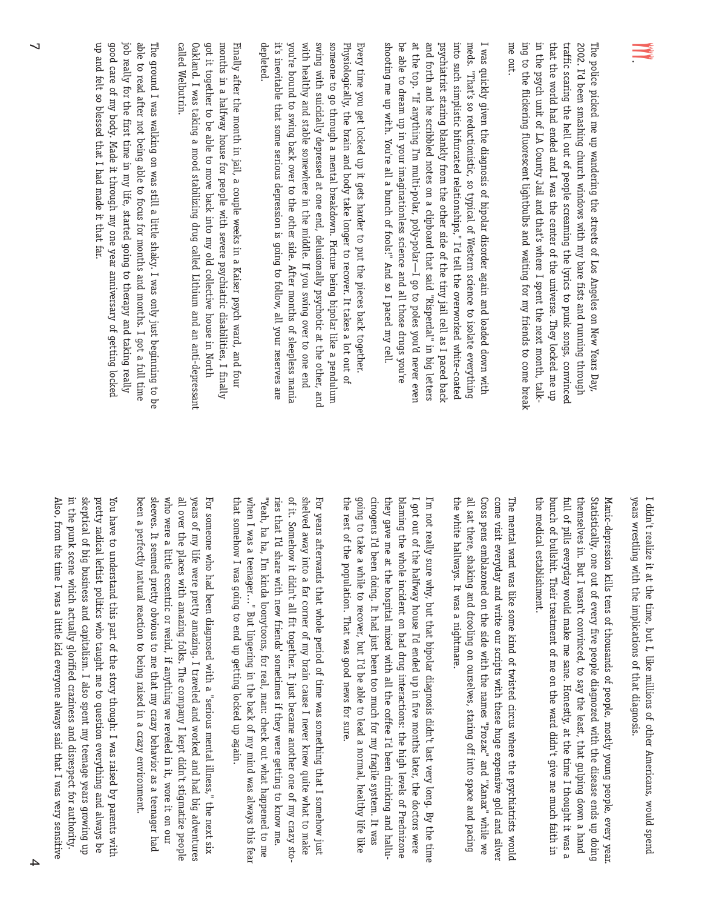I didn't realize it at the time, but I, like millions of other Americans, would spend years wrestling with the implications of that diagnosis.

Manic-depression kills tens of thousands of people, mostly young people, every year. Statistically, one out of every five people diagnosed with the disease ends up doing themselves in. But I wasn't convinced, to say the least, that gulping down a hand full of pills everyday would make me sane. Honestly, at the time I thought it was a bunch of bullshit. Their treatment of me on the ward didn't give me much faith in the medical establishment.

The mental ward was like some kind of twisted circus where the psychiatrists would come visit everyday and write our scripts with these huge expensive gold and silver Cross pens emblazoned on the side with the names "Prozac" and "Xanax" while we all sat there, shaking and drooling on ourselves, staring off into space and pacing the white hallways. It was a nightmare.

I'm not really sure why, but that bipolar diagnosis didn't last very long. By the time I got out of the halfway house I'd ended up in five months later, the doctors were blaming the whole incident on bad drug interactions: the high levels of Prednizone they gave me at the hospital mixed with all the coffee I'd been drinking and hallucinogens I'd been doing. It had just been too much for my fragile system. It was going to take a while to recover, but I'd be able to lead a normal, healthy life like the rest of the population. That was good news for sure.

For years afterwards that whole period of time was something that I somehow just shelved away into a far corner of my brain cause I never knew quite what to make of it. Somehow it didn't all fit together. It just became another one of my crazy stories that I'd share with new friends' sometimes if they were getting to know me. "Yeah, ha ha, I'm kinda loonytoons, for real, man: check out what happened to me when I was a teenager..." But lingering in the back of my mind was always this fear that somehow I was going to end up getting locked up again.

For someone who had been diagnosed with a "serious mental illness," the next six years of my life were pretty amazing. I traveled and worked and had big adventures all over the places with amazing folks. The company I kept didn't stigmatize people who were a little eccentric or weird, if anything we reveled in it, wore it on our sleeves. It seemed pretty obvious to me that my crazy behavior as a teenager had been a perfectly natural reaction to being raised in a crazy environment.

You have to understand this part of the story though: I was raised by parents with pretty radical leftist politics who taught me to question everything and always be skeptical of big business and capitalism. I also spent my teenage years growing up in the punk scene which actually glorified craziness and disrespect for authority. Also, from the time I was a little kid everyone always said that I was very sensitive

## IV.

The police picked me up wandering the streets of Los Angeles on New Years Day, 2002. I'd been smashing church windows with my bare fists and running through traffic scaring the hell out of people screaming the lyrics to punk songs, convinced that the world had ended and I was the center of the universe. They locked me up in the psych unit of LA County Jail and that's where I spent the next month, talking to the flickering fluorescent lightbulbs and waiting for my friends to come break me out.

I was quickly given the diagnosis of bipolar disorder again and loaded down with meds. "That's so reductionistic, so typical of Western science to isolate everything into such simplistic bifurcated relationships," I'd tell the overworked white-coated psychiatrist staring blankly from the other side of the tiny jail cell as I paced back and forth and he scribbled notes on a clipboard that said "Risperdal" in big letters at the top. "If anything I'm multi-polar, poly-polar—I go to poles you'd never even be able to dream up in your imaginationless science and all those drugs you're shooting me up with. You're all a bunch of fools!" And so I paced my cell.

Every time you get locked up it gets harder to put the pieces back together. Physiologically, the brain and body take longer to recover. It takes a lot out of someone to go through a mental breakdown. Picture being bipolar like a pendulum swing with suicidally depressed at one end, delusionally psychotic at the other, and with healthy and stable somewhere in the middle. If you swing over to one end you're bound to swing back over to the other side. After months of sleepless mania it's inevitable that some serious depression is going to follow, all your reserves are depleted.

Finally after the month in jail, a couple weeks in a Kaiser psych ward, and four months in a halfway house for people with severe psychiatric disabilities, I finally got it together to be able to move back into my old collective house in North Oakland. I was taking a mood stabilizing drug called Lithium and an anti-depressant called Welbutrin.

The ground I was walking on was still a little shaky. I was only just beginning to be able to read after not being able to focus for months and months. I got a full time job really for the first time in my life, started going to therapy and taking really good care of my body. Made it through my one year anniversary of getting locked up and felt so blessed that I had made it that far.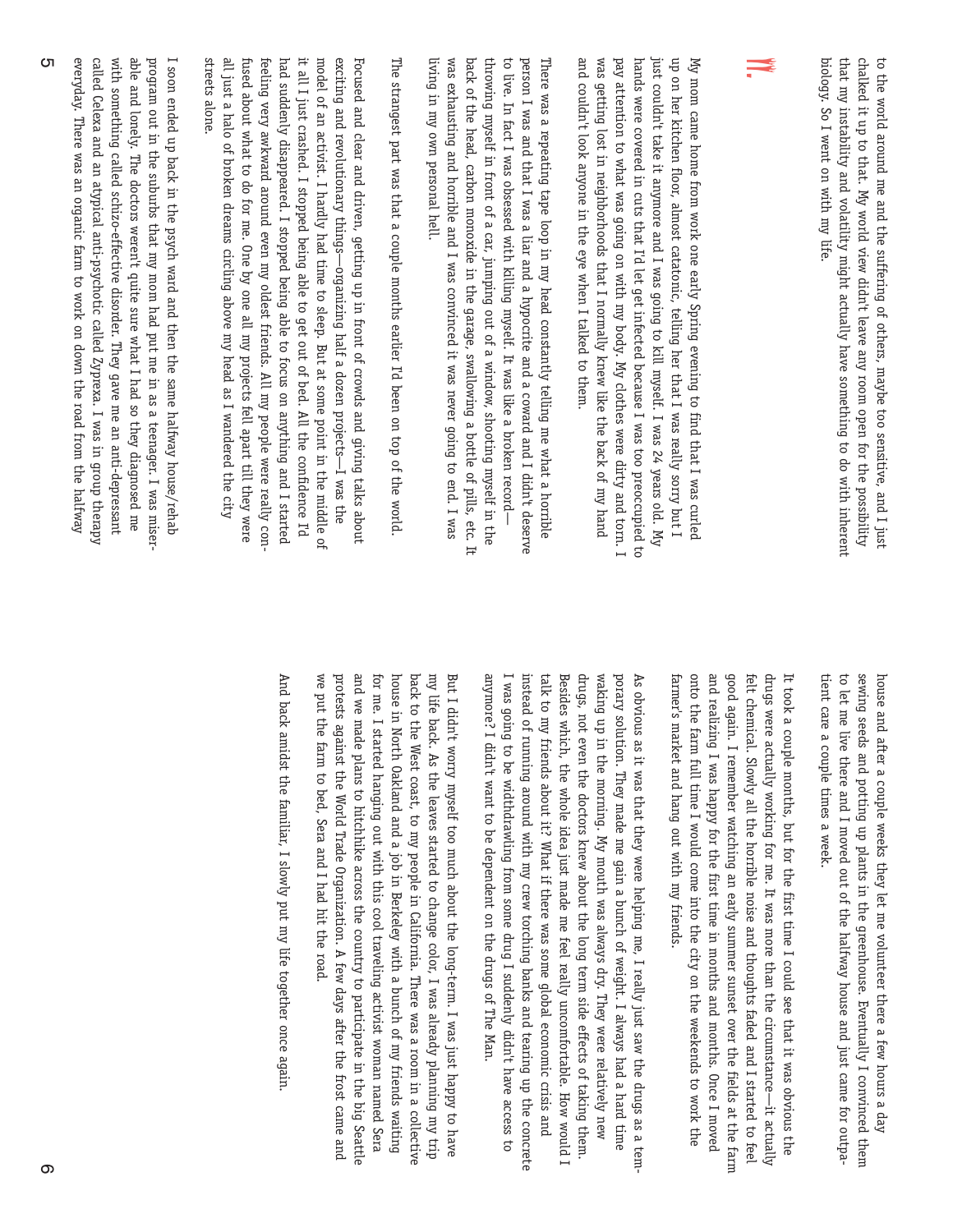to the world around me and the suffering of others, maybe too sensitive, and I just chalked it up to that. My world view didn't leave any room open for the possibility that my instability and volatility might actually have something to do with inherent biology. So I went on with my life.

My mom came home from work one early Spring evening to find that I was curled up on her kitchen floor, almost catatonic, telling her that I was really sorry but I just couldn't take it anymore and I was going to kill myself. I was 24 years old. My hands were covered in cuts that I'd let get infected because I was too preoccupied to pay attention to what was going on with my body. My clothes were dirty and torn. I was getting lost in neighborhoods that I normally knew like the back of my hand and couldn't look anyone in the eye when I talked to them.

There was a repeating tape loop in my head constantly telling me what a horrible person I was and that I was a liar and a hypocrite and a coward and I didn't deserve to live. In fact I was obsessed with killing myself. It was like a broken record—throwing myself in front of a car, jumping out of a window, shooting myself in the back of the head, carbon monoxide in the garage, swallowing a bottle of pills, etc. It was exhausting and horrible and I was convinced it was never going to end. I was living in my own personal hell.

The strangest part was that a couple months earlier I'd been on top of the world.

Focused and clear and driven, getting up in front of crowds and giving talks about exciting and revolutionary things—organizing half a dozen projects—I was the model of an activist. I hardly had time to sleep. But at some point in the middle of it all I just crashed. I stopped being able to get out of bed. All the confidence I'd had suddenly disappeared. I stopped being able to focus on anything and I started feeling very awkward around even my oldest friends. All my people were really confused about what to do for me. One by one all my projects fell apart till they were all just a halo of broken dreams circling above my head as I wandered the city streets alone.

I soon ended up back in the psych ward and then the same halfway house/rehab program out in the suburbs that my mom had put me in as a teenager. I was miserable and lonely. The doctors weren't quite sure what I had so they diagnosed me with something called schizo-effective disorder. They gave me an anti-depressant called Celexa and an atypical anti-psychotic called Zyprexa. I was in group therapy everyday. There was an organic farm to work on down the road from the halfway house and after a couple weeks they let me volunteer there a few hours a day sewing seeds and potting up plants in the greenhouse. Eventually I convinced them to let me live there and I moved out of the halfway house and just came for outpatient care a couple times a week.

It took a couple months, but for the first time I could see that it was obvious the drugs were actually working for me. It was more than the circumstance—it actually felt chemical. Slowly all the horrible noise and thoughts faded and I started to feel good again. I remember watching an early summer sunset over the fields at the farm and realizing I was happy for the first time in months and months. Once I moved onto the farm full time I would come into the city on the weekends to work the farmer's market and hang out with my friends.

As obvious as it was that they were helping me, I really just saw the drugs as a temporary solution. They made me gain a bunch of weight. I always had a hard time waking up in the morning. My mouth was always dry. They were relatively new drugs, not even the doctors knew about the long term side effects of taking them. Besides which, the whole idea just made me feel really uncomfortable. How would I talk to my friends about it? What if there was some global economic crisis and instead of running around with my crew torching banks and tearing up the concrete I was going to be withdrawling from some drug I suddenly didn't have access to anymore? I didn't want to be dependent on the drugs of The Man.

But I didn't worry myself too much about the long-term. I was just happy to have my life back. As the leaves started to change color, I was already planning my trip back to the West coast, to my people in California. There was a room in a collective house in North Oakland and a job in Berkeley with a bunch of my friends waiting for me. I started hanging out with this cool traveling activist woman named Sera and we made plans to hitchhike across the country to participate in the big Seattle protests against the World Trade Organization. A few days after the frost came and we put the farm to bed, Sera and I had hit the road.

And back amidst the familiar, I slowly put my life together once again.